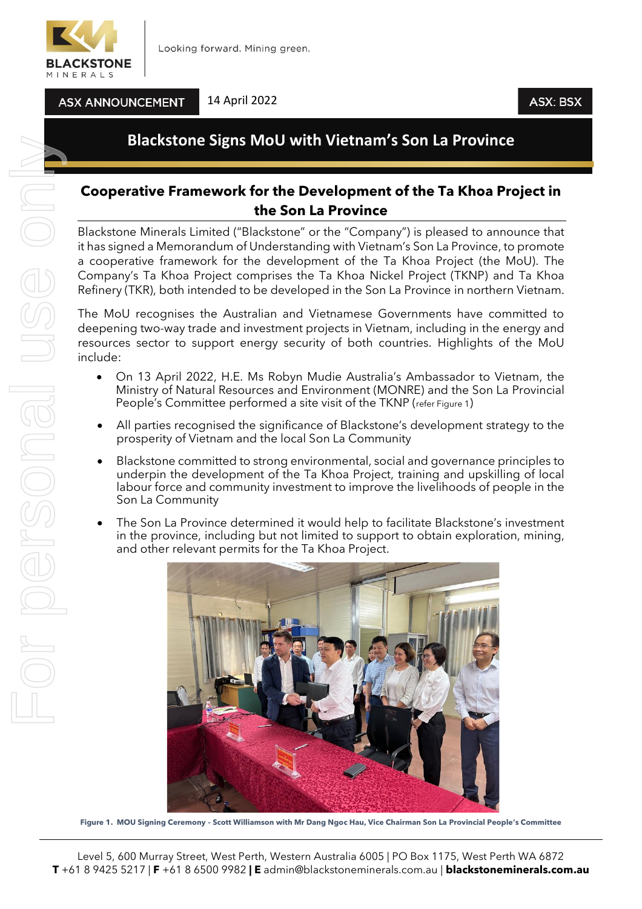Looking forward. Mining green.

ASX ANNOUNCEMENT

14 April 2022

ASX: BSX

# Blackstone Signs MoU with Vietnam's Son La Province

## Cooperative Framework for the Development of the Ta Khoa Project in the Son La Province

Blackstone Minerals Limited ("Blackstone" or the "Company") is pleased to announce that it has signed a Memorandum of Understanding with Vietnam's Son La Province, to promote a cooperative framework for the development of the Ta Khoa Project (the MoU). The Company's Ta Khoa Project comprises the Ta Khoa Nickel Project (TKNP) and Ta Khoa Refinery (TKR), both intended to be developed in the Son La Province in northern Vietnam.

The MoU recognises the Australian and Vietnamese Governments have committed to deepening two-way trade and investment projects in Vietnam, including in the energy and resources sector to support energy security of both countries. Highlights of the MoU include:

- On 13 April 2022, H.E. Ms Robyn Mudie Australia's Ambassador to Vietnam, the Ministry of Natural Resources and Environment (MONRE) and the Son La Provincial People's Committee performed a site visit of the TKNP (refer Figure 1)
- All parties recognised the significance of Blackstone's development strategy to the prosperity of Vietnam and the local Son La Community
- Blackstone committed to strong environmental, social and governance principles to underpin the development of the Ta Khoa Project, training and upskilling of local labour force and community investment to improve the livelihoods of people in the Son La Community
- The Son La Province determined it would help to facilitate Blackstone's investment in the province, including but not limited to support to obtain exploration, mining, and other relevant permits for the Ta Khoa Project.

**Figure 1. MOU Signing Ceremony – Scott Williamson with Mr Dang Ngoc Hau, Vice Chairman Son La Provincial People's Committee**

Level 5, 600 Murray Street, West Perth, Western Australia 6005 | PO Box 1175, West Perth WA 6872
**T** +61 8 9425 5217 | **F** +61 8 6500 9982 | **E** admin@blackstoneminerals.com.au | **blackstoneminerals.com.au**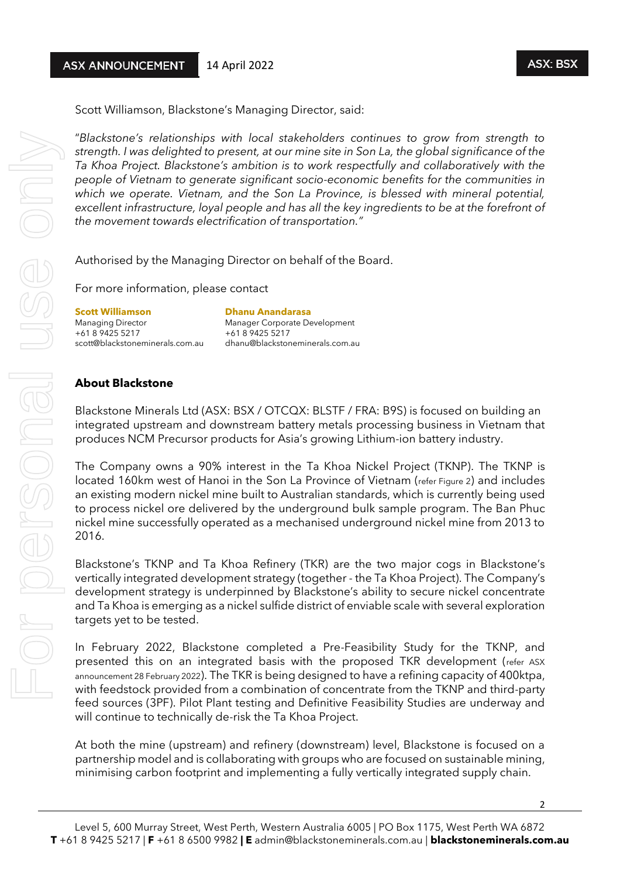Scott Williamson, Blackstone's Managing Director, said:

"*Blackstone's relationships with local stakeholders continues to grow from strength to strength. I was delighted to present, at our mine site in Son La, the global significance of the Ta Khoa Project. Blackstone's ambition is to work respectfully and collaboratively with the people of Vietnam to generate significant socio-economic benefits for the communities in which we operate. Vietnam, and the Son La Province, is blessed with mineral potential, excellent infrastructure, loyal people and has all the key ingredients to be at the forefront of the movement towards electrification of transportation.*"

Authorised by the Managing Director on behalf of the Board.

For more information, please contact

**Scott Williamson**
Managing Director
+61 8 9425 5217
scott@blackstoneminerals.com.au

**Dhanu Anandarasa**
Manager Corporate Development
+61 8 9425 5217
dhanu@blackstoneminerals.com.au

## About Blackstone

Blackstone Minerals Ltd (ASX: BSX / OTCQX: BLSTF / FRA: B9S) is focused on building an integrated upstream and downstream battery metals processing business in Vietnam that produces NCM Precursor products for Asia's growing Lithium-ion battery industry.

The Company owns a 90% interest in the Ta Khoa Nickel Project (TKNP). The TKNP is located 160km west of Hanoi in the Son La Province of Vietnam (refer Figure 2) and includes an existing modern nickel mine built to Australian standards, which is currently being used to process nickel ore delivered by the underground bulk sample program. The Ban Phuc nickel mine successfully operated as a mechanised underground nickel mine from 2013 to 2016.

Blackstone's TKNP and Ta Khoa Refinery (TKR) are the two major cogs in Blackstone's vertically integrated development strategy (together - the Ta Khoa Project). The Company's development strategy is underpinned by Blackstone's ability to secure nickel concentrate and Ta Khoa is emerging as a nickel sulfide district of enviable scale with several exploration targets yet to be tested.

In February 2022, Blackstone completed a Pre-Feasibility Study for the TKNP, and presented this on an integrated basis with the proposed TKR development (refer ASX announcement 28 February 2022). The TKR is being designed to have a refining capacity of 400ktpa, with feedstock provided from a combination of concentrate from the TKNP and third-party feed sources (3PF). Pilot Plant testing and Definitive Feasibility Studies are underway and will continue to technically de-risk the Ta Khoa Project.

At both the mine (upstream) and refinery (downstream) level, Blackstone is focused on a partnership model and is collaborating with groups who are focused on sustainable mining, minimising carbon footprint and implementing a fully vertically integrated supply chain.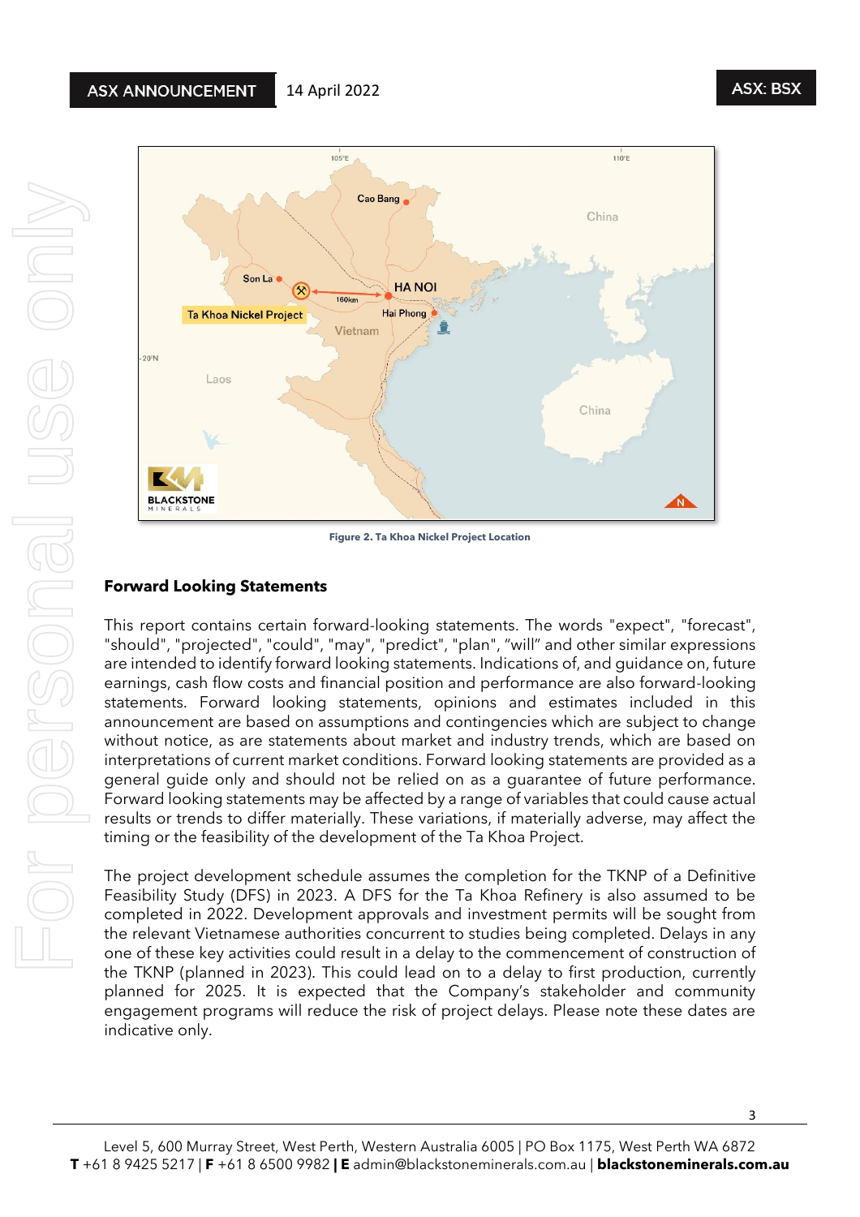105°E
110°E
Cao Bang
China
Son La
HA NOI
160km
Ta Khoa Nickel Project
Hai Phong
Vietnam
20°N
Laos
China
BLACKSTONE MINERALS
N

Figure 2. Ta Khoa Nickel Project Location

## Forward Looking Statements

This report contains certain forward-looking statements. The words "expect", "forecast", "should", "projected", "could", "may", "predict", "plan", "will" and other similar expressions are intended to identify forward looking statements. Indications of, and guidance on, future earnings, cash flow costs and financial position and performance are also forward-looking statements. Forward looking statements, opinions and estimates included in this announcement are based on assumptions and contingencies which are subject to change without notice, as are statements about market and industry trends, which are based on interpretations of current market conditions. Forward looking statements are provided as a general guide only and should not be relied on as a guarantee of future performance. Forward looking statements may be affected by a range of variables that could cause actual results or trends to differ materially. These variations, if materially adverse, may affect the timing or the feasibility of the development of the Ta Khoa Project.

The project development schedule assumes the completion for the TKNP of a Definitive Feasibility Study (DFS) in 2023. A DFS for the Ta Khoa Refinery is also assumed to be completed in 2022. Development approvals and investment permits will be sought from the relevant Vietnamese authorities concurrent to studies being completed. Delays in any one of these key activities could result in a delay to the commencement of construction of the TKNP (planned in 2023). This could lead on to a delay to first production, currently planned for 2025. It is expected that the Company's stakeholder and community engagement programs will reduce the risk of project delays. Please note these dates are indicative only.